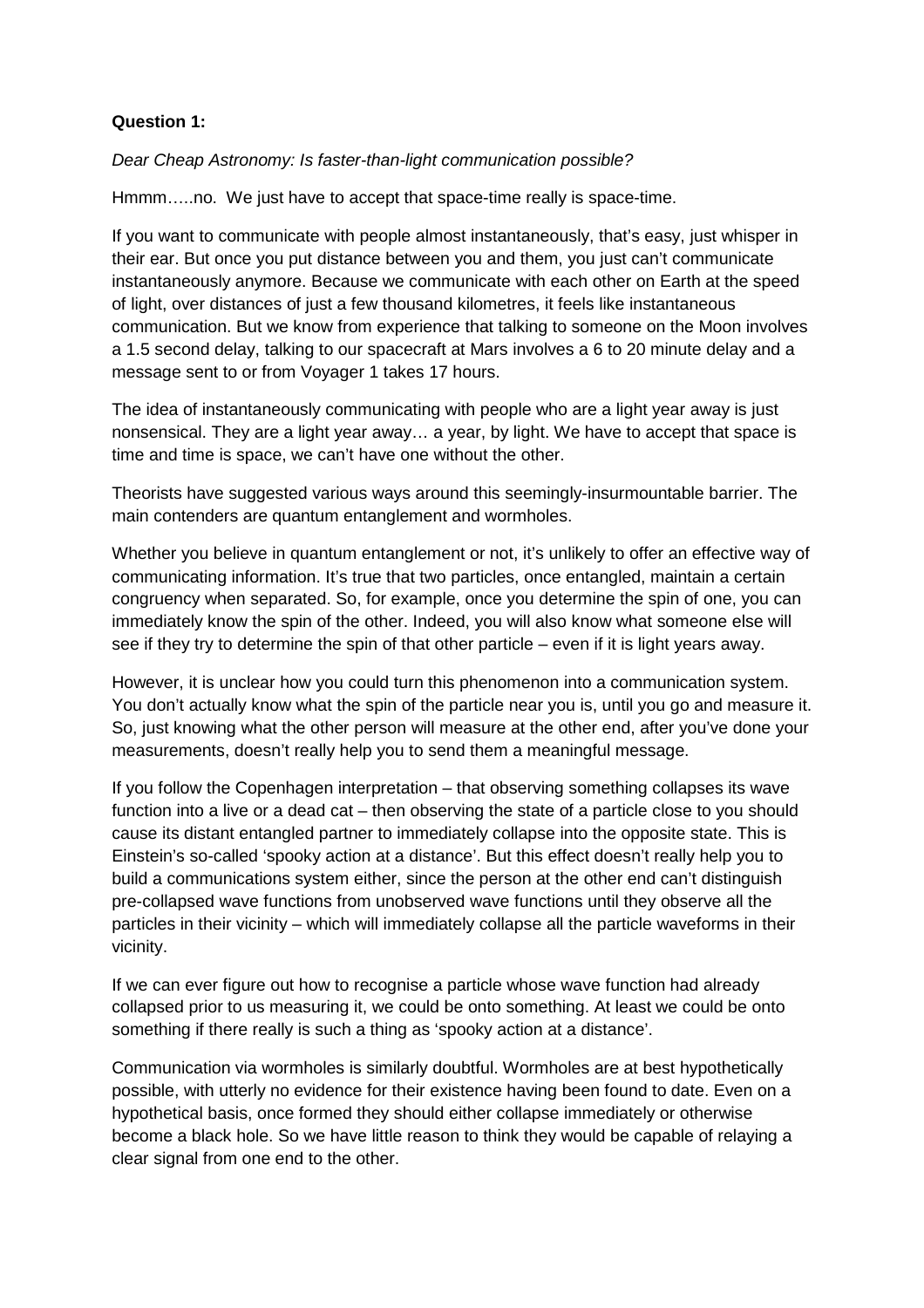**Question 1:**

*Dear Cheap Astronomy: Is faster-than-light communication possible?*

Hmmm…..no. We just have to accept that space-time really is space-time.

If you want to communicate with people almost instantaneously, that's easy, just whisper in their ear. But once you put distance between you and them, you just can't communicate instantaneously anymore. Because we communicate with each other on Earth at the speed of light, over distances of just a few thousand kilometres, it feels like instantaneous communication. But we know from experience that talking to someone on the Moon involves a 1.5 second delay, talking to our spacecraft at Mars involves a 6 to 20 minute delay and a message sent to or from Voyager 1 takes 17 hours.

The idea of instantaneously communicating with people who are a light year away is just nonsensical. They are a light year away… a year, by light. We have to accept that space is time and time is space, we can't have one without the other.

Theorists have suggested various ways around this seemingly-insurmountable barrier. The main contenders are quantum entanglement and wormholes.

Whether you believe in quantum entanglement or not, it's unlikely to offer an effective way of communicating information. It's true that two particles, once entangled, maintain a certain congruency when separated. So, for example, once you determine the spin of one, you can immediately know the spin of the other. Indeed, you will also know what someone else will see if they try to determine the spin of that other particle – even if it is light years away.

However, it is unclear how you could turn this phenomenon into a communication system. You don't actually know what the spin of the particle near you is, until you go and measure it. So, just knowing what the other person will measure at the other end, after you've done your measurements, doesn't really help you to send them a meaningful message.

If you follow the Copenhagen interpretation – that observing something collapses its wave function into a live or a dead cat – then observing the state of a particle close to you should cause its distant entangled partner to immediately collapse into the opposite state. This is Einstein's so-called 'spooky action at a distance'. But this effect doesn't really help you to build a communications system either, since the person at the other end can't distinguish pre-collapsed wave functions from unobserved wave functions until they observe all the particles in their vicinity – which will immediately collapse all the particle waveforms in their vicinity.

If we can ever figure out how to recognise a particle whose wave function had already collapsed prior to us measuring it, we could be onto something. At least we could be onto something if there really is such a thing as 'spooky action at a distance'.

Communication via wormholes is similarly doubtful. Wormholes are at best hypothetically possible, with utterly no evidence for their existence having been found to date. Even on a hypothetical basis, once formed they should either collapse immediately or otherwise become a black hole. So we have little reason to think they would be capable of relaying a clear signal from one end to the other.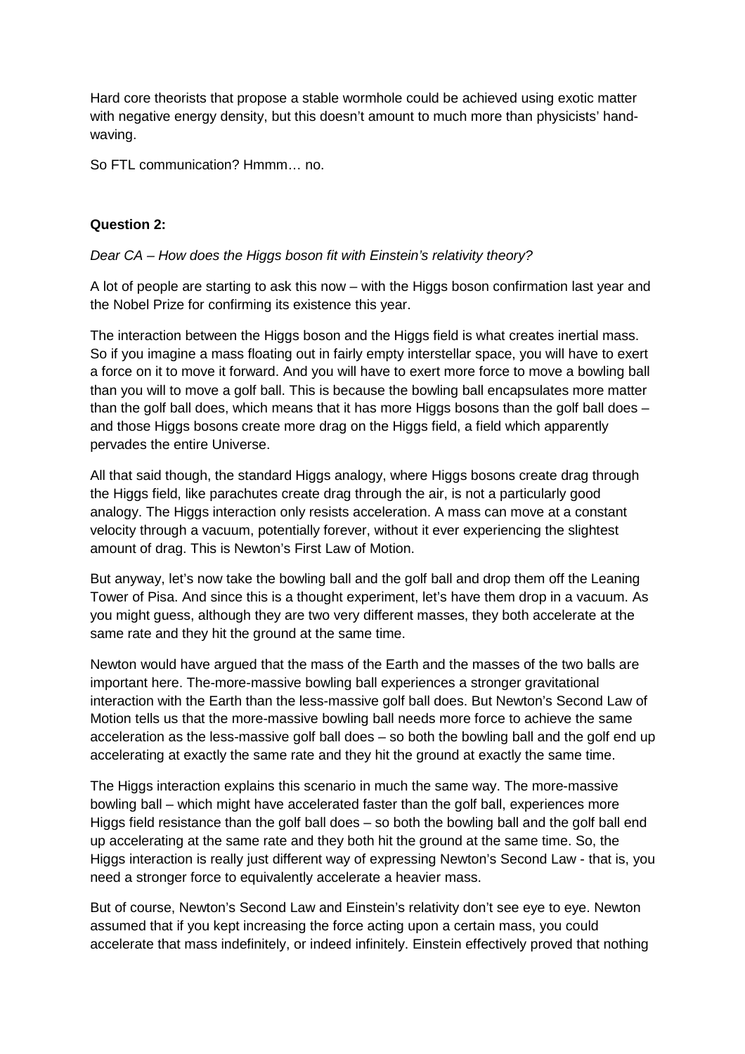Hard core theorists that propose a stable wormhole could be achieved using exotic matter with negative energy density, but this doesn't amount to much more than physicists' hand-waving.

So FTL communication? Hmmm… no.

**Question 2:**

*Dear CA – How does the Higgs boson fit with Einstein's relativity theory?*

A lot of people are starting to ask this now – with the Higgs boson confirmation last year and the Nobel Prize for confirming its existence this year.

The interaction between the Higgs boson and the Higgs field is what creates inertial mass. So if you imagine a mass floating out in fairly empty interstellar space, you will have to exert a force on it to move it forward. And you will have to exert more force to move a bowling ball than you will to move a golf ball. This is because the bowling ball encapsulates more matter than the golf ball does, which means that it has more Higgs bosons than the golf ball does – and those Higgs bosons create more drag on the Higgs field, a field which apparently pervades the entire Universe.

All that said though, the standard Higgs analogy, where Higgs bosons create drag through the Higgs field, like parachutes create drag through the air, is not a particularly good analogy. The Higgs interaction only resists acceleration. A mass can move at a constant velocity through a vacuum, potentially forever, without it ever experiencing the slightest amount of drag. This is Newton's First Law of Motion.

But anyway, let's now take the bowling ball and the golf ball and drop them off the Leaning Tower of Pisa. And since this is a thought experiment, let's have them drop in a vacuum. As you might guess, although they are two very different masses, they both accelerate at the same rate and they hit the ground at the same time.

Newton would have argued that the mass of the Earth and the masses of the two balls are important here. The-more-massive bowling ball experiences a stronger gravitational interaction with the Earth than the less-massive golf ball does. But Newton's Second Law of Motion tells us that the more-massive bowling ball needs more force to achieve the same acceleration as the less-massive golf ball does – so both the bowling ball and the golf end up accelerating at exactly the same rate and they hit the ground at exactly the same time.

The Higgs interaction explains this scenario in much the same way. The more-massive bowling ball – which might have accelerated faster than the golf ball, experiences more Higgs field resistance than the golf ball does – so both the bowling ball and the golf ball end up accelerating at the same rate and they both hit the ground at the same time. So, the Higgs interaction is really just different way of expressing Newton's Second Law - that is, you need a stronger force to equivalently accelerate a heavier mass.

But of course, Newton's Second Law and Einstein's relativity don't see eye to eye. Newton assumed that if you kept increasing the force acting upon a certain mass, you could accelerate that mass indefinitely, or indeed infinitely. Einstein effectively proved that nothing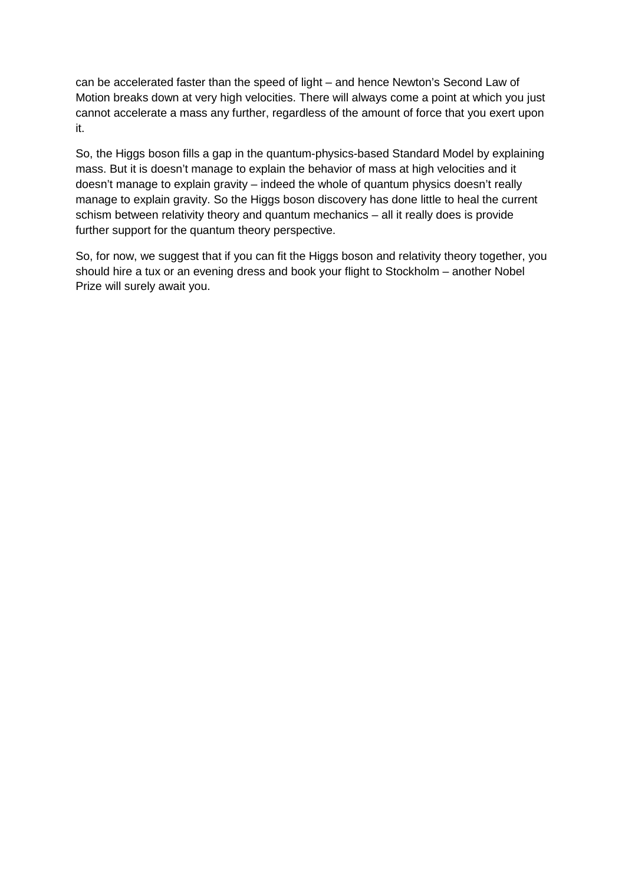can be accelerated faster than the speed of light – and hence Newton's Second Law of Motion breaks down at very high velocities. There will always come a point at which you just cannot accelerate a mass any further, regardless of the amount of force that you exert upon it.

So, the Higgs boson fills a gap in the quantum-physics-based Standard Model by explaining mass. But it is doesn't manage to explain the behavior of mass at high velocities and it doesn't manage to explain gravity – indeed the whole of quantum physics doesn't really manage to explain gravity. So the Higgs boson discovery has done little to heal the current schism between relativity theory and quantum mechanics – all it really does is provide further support for the quantum theory perspective.

So, for now, we suggest that if you can fit the Higgs boson and relativity theory together, you should hire a tux or an evening dress and book your flight to Stockholm – another Nobel Prize will surely await you.